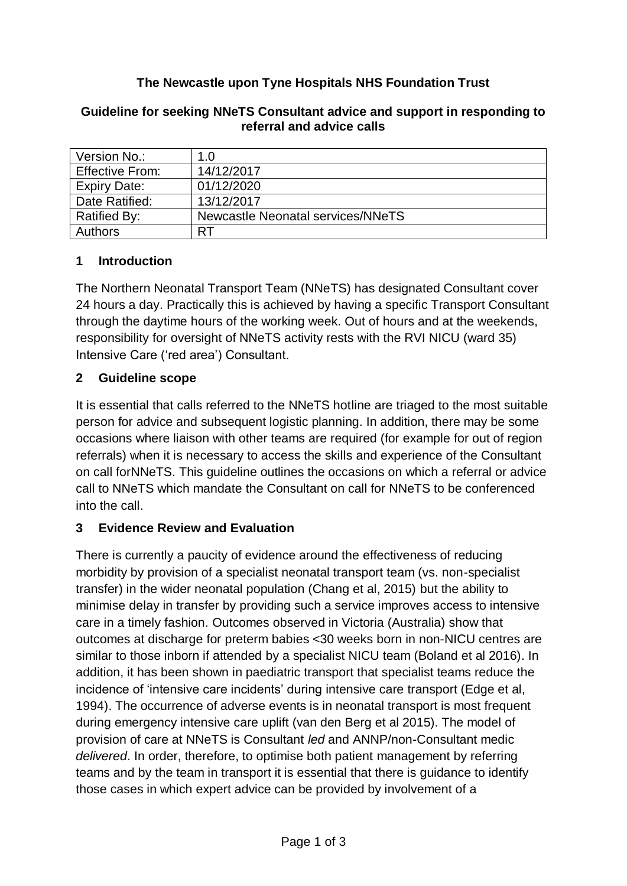**The Newcastle upon Tyne Hospitals NHS Foundation Trust**

**Guideline for seeking NNeTS Consultant advice and support in responding to referral and advice calls**

| Version No.: | 1.0 |
|---|---|
| Effective From: | 14/12/2017 |
| Expiry Date: | 01/12/2020 |
| Date Ratified: | 13/12/2017 |
| Ratified By: | Newcastle Neonatal services/NNeTS |
| Authors | RT |

## 1 Introduction

The Northern Neonatal Transport Team (NNeTS) has designated Consultant cover 24 hours a day. Practically this is achieved by having a specific Transport Consultant through the daytime hours of the working week. Out of hours and at the weekends, responsibility for oversight of NNeTS activity rests with the RVI NICU (ward 35) Intensive Care ('red area') Consultant.

## 2 Guideline scope

It is essential that calls referred to the NNeTS hotline are triaged to the most suitable person for advice and subsequent logistic planning. In addition, there may be some occasions where liaison with other teams are required (for example for out of region referrals) when it is necessary to access the skills and experience of the Consultant on call forNNeTS. This guideline outlines the occasions on which a referral or advice call to NNeTS which mandate the Consultant on call for NNeTS to be conferenced into the call.

## 3 Evidence Review and Evaluation

There is currently a paucity of evidence around the effectiveness of reducing morbidity by provision of a specialist neonatal transport team (vs. non-specialist transfer) in the wider neonatal population (Chang et al, 2015) but the ability to minimise delay in transfer by providing such a service improves access to intensive care in a timely fashion. Outcomes observed in Victoria (Australia) show that outcomes at discharge for preterm babies <30 weeks born in non-NICU centres are similar to those inborn if attended by a specialist NICU team (Boland et al 2016). In addition, it has been shown in paediatric transport that specialist teams reduce the incidence of 'intensive care incidents' during intensive care transport (Edge et al, 1994). The occurrence of adverse events is in neonatal transport is most frequent during emergency intensive care uplift (van den Berg et al 2015). The model of provision of care at NNeTS is Consultant *led* and ANNP/non-Consultant medic *delivered*. In order, therefore, to optimise both patient management by referring teams and by the team in transport it is essential that there is guidance to identify those cases in which expert advice can be provided by involvement of a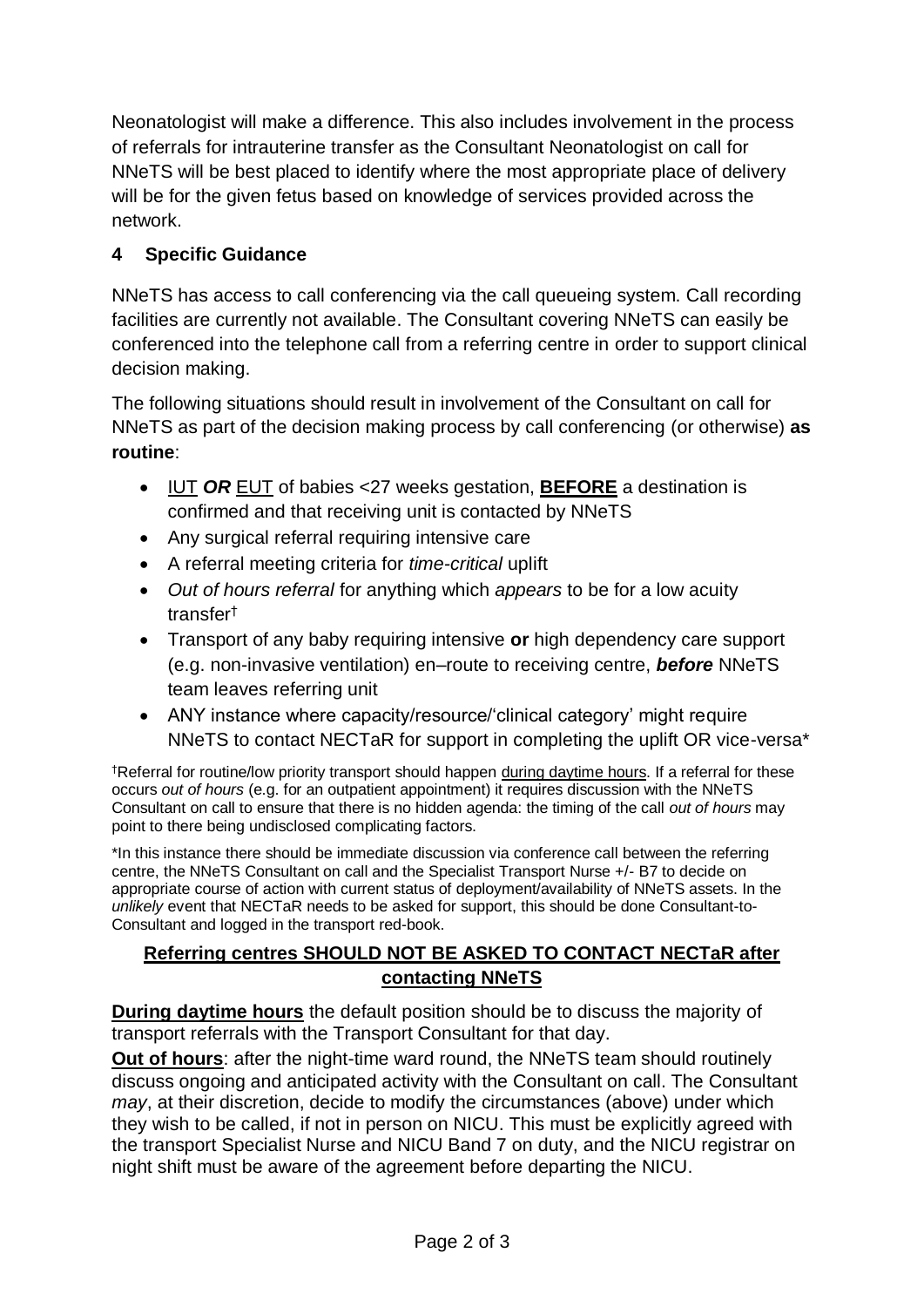Neonatologist will make a difference. This also includes involvement in the process of referrals for intrauterine transfer as the Consultant Neonatologist on call for NNeTS will be best placed to identify where the most appropriate place of delivery will be for the given fetus based on knowledge of services provided across the network.

## 4 Specific Guidance

NNeTS has access to call conferencing via the call queueing system. Call recording facilities are currently not available. The Consultant covering NNeTS can easily be conferenced into the telephone call from a referring centre in order to support clinical decision making.

The following situations should result in involvement of the Consultant on call for NNeTS as part of the decision making process by call conferencing (or otherwise) **as routine**:

- <u>IUT</u> ***OR*** <u>EUT</u> of babies <27 weeks gestation, **<u>BEFORE</u>** a destination is confirmed and that receiving unit is contacted by NNeTS
- Any surgical referral requiring intensive care
- A referral meeting criteria for *time-critical* uplift
- *Out of hours referral* for anything which *appears* to be for a low acuity transfer†
- Transport of any baby requiring intensive **or** high dependency care support (e.g. non-invasive ventilation) en–route to receiving centre, ***before*** NNeTS team leaves referring unit
- ANY instance where capacity/resource/'clinical category' might require NNeTS to contact NECTaR for support in completing the uplift OR vice-versa*

†Referral for routine/low priority transport should happen <u>during daytime hours</u>. If a referral for these occurs *out of hours* (e.g. for an outpatient appointment) it requires discussion with the NNeTS Consultant on call to ensure that there is no hidden agenda: the timing of the call *out of hours* may point to there being undisclosed complicating factors.

*In this instance there should be immediate discussion via conference call between the referring centre, the NNeTS Consultant on call and the Specialist Transport Nurse +/- B7 to decide on appropriate course of action with current status of deployment/availability of NNeTS assets. In the *unlikely* event that NECTaR needs to be asked for support, this should be done Consultant-to-Consultant and logged in the transport red-book.

**<u>Referring centres SHOULD NOT BE ASKED TO CONTACT NECTaR after contacting NNeTS</u>**

**<u>During daytime hours</u>** the default position should be to discuss the majority of transport referrals with the Transport Consultant for that day.

**<u>Out of hours</u>**: after the night-time ward round, the NNeTS team should routinely discuss ongoing and anticipated activity with the Consultant on call. The Consultant *may*, at their discretion, decide to modify the circumstances (above) under which they wish to be called, if not in person on NICU. This must be explicitly agreed with the transport Specialist Nurse and NICU Band 7 on duty, and the NICU registrar on night shift must be aware of the agreement before departing the NICU.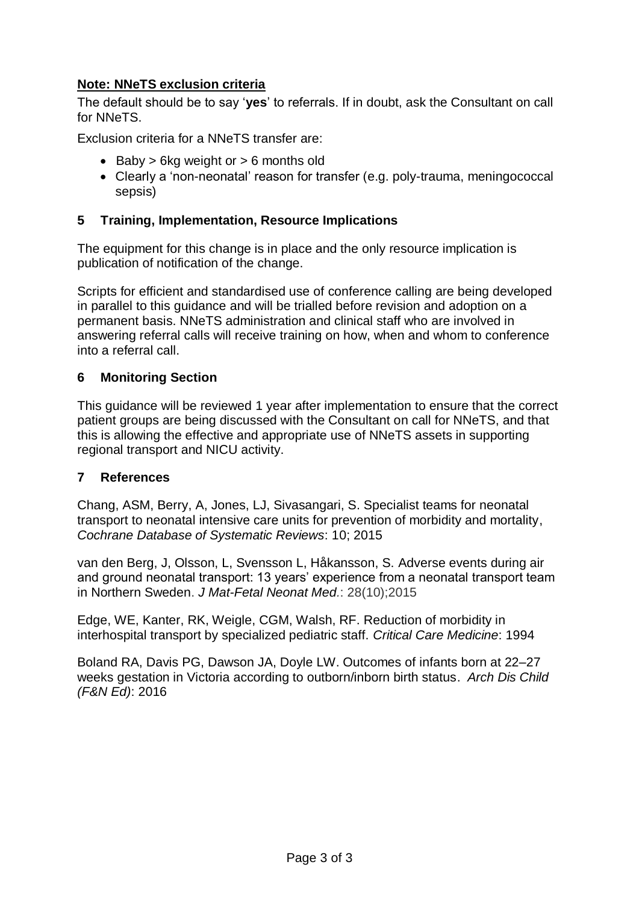**Note: NNeTS exclusion criteria**

The default should be to say '**yes**' to referrals. If in doubt, ask the Consultant on call for NNeTS.

Exclusion criteria for a NNeTS transfer are:

- Baby > 6kg weight or > 6 months old
- Clearly a 'non-neonatal' reason for transfer (e.g. poly-trauma, meningococcal sepsis)

## 5 Training, Implementation, Resource Implications

The equipment for this change is in place and the only resource implication is publication of notification of the change.

Scripts for efficient and standardised use of conference calling are being developed in parallel to this guidance and will be trialled before revision and adoption on a permanent basis. NNeTS administration and clinical staff who are involved in answering referral calls will receive training on how, when and whom to conference into a referral call.

## 6 Monitoring Section

This guidance will be reviewed 1 year after implementation to ensure that the correct patient groups are being discussed with the Consultant on call for NNeTS, and that this is allowing the effective and appropriate use of NNeTS assets in supporting regional transport and NICU activity.

## 7 References

Chang, ASM, Berry, A, Jones, LJ, Sivasangari, S. Specialist teams for neonatal transport to neonatal intensive care units for prevention of morbidity and mortality, *Cochrane Database of Systematic Reviews*: 10; 2015

van den Berg, J, Olsson, L, Svensson L, Håkansson, S. Adverse events during air and ground neonatal transport: 13 years' experience from a neonatal transport team in Northern Sweden. *J Mat-Fetal Neonat Med.*: 28(10);2015

Edge, WE, Kanter, RK, Weigle, CGM, Walsh, RF. Reduction of morbidity in interhospital transport by specialized pediatric staff. *Critical Care Medicine*: 1994

Boland RA, Davis PG, Dawson JA, Doyle LW. Outcomes of infants born at 22–27 weeks gestation in Victoria according to outborn/inborn birth status. *Arch Dis Child (F&N Ed)*: 2016